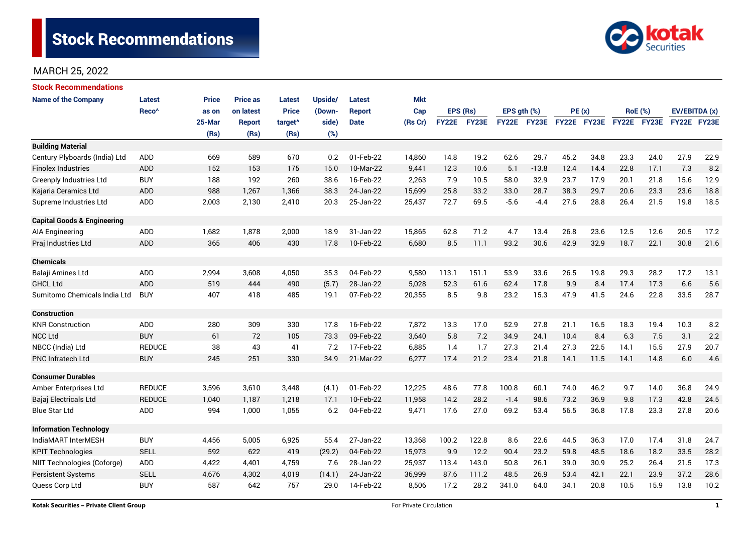# Stock Recommendations

MARCH 25, 2022

## Stock Recommendations

| Name of the Company | Latest Reco^ | Price as on 25-Mar (Rs) | Price as on latest Report (Rs) | Latest Price target^ (Rs) | Upside/ (Down-side) (%) | Latest Report Date | Mkt Cap (Rs Cr) | EPS (Rs) | | EPS gth (%) | | PE (x) | | RoE (%) | | EV/EBITDA (x) | |
|---|---|---|---|---|---|---|---|---|---|---|---|---|---|---|---|---|---|
| | | | | | | | | FY22E | FY23E | FY22E | FY23E | FY22E | FY23E | FY22E | FY23E | FY22E | FY23E |
| **Building Material** | | | | | | | | | | | | | | | | | |
| Century Plyboards (India) Ltd | ADD | 669 | 589 | 670 | 0.2 | 01-Feb-22 | 14,860 | 14.8 | 19.2 | 62.6 | 29.7 | 45.2 | 34.8 | 23.3 | 24.0 | 27.9 | 22.9 |
| Finolex Industries | ADD | 152 | 153 | 175 | 15.0 | 10-Mar-22 | 9,441 | 12.3 | 10.6 | 5.1 | -13.8 | 12.4 | 14.4 | 22.8 | 17.1 | 7.3 | 8.2 |
| Greenply Industries Ltd | BUY | 188 | 192 | 260 | 38.6 | 16-Feb-22 | 2,263 | 7.9 | 10.5 | 58.0 | 32.9 | 23.7 | 17.9 | 20.1 | 21.8 | 15.6 | 12.9 |
| Kajaria Ceramics Ltd | ADD | 988 | 1,267 | 1,366 | 38.3 | 24-Jan-22 | 15,699 | 25.8 | 33.2 | 33.0 | 28.7 | 38.3 | 29.7 | 20.6 | 23.3 | 23.6 | 18.8 |
| Supreme Industries Ltd | ADD | 2,003 | 2,130 | 2,410 | 20.3 | 25-Jan-22 | 25,437 | 72.7 | 69.5 | -5.6 | -4.4 | 27.6 | 28.8 | 26.4 | 21.5 | 19.8 | 18.5 |
| **Capital Goods & Engineering** | | | | | | | | | | | | | | | | | |
| AIA Engineering | ADD | 1,682 | 1,878 | 2,000 | 18.9 | 31-Jan-22 | 15,865 | 62.8 | 71.2 | 4.7 | 13.4 | 26.8 | 23.6 | 12.5 | 12.6 | 20.5 | 17.2 |
| Praj Industries Ltd | ADD | 365 | 406 | 430 | 17.8 | 10-Feb-22 | 6,680 | 8.5 | 11.1 | 93.2 | 30.6 | 42.9 | 32.9 | 18.7 | 22.1 | 30.8 | 21.6 |
| **Chemicals** | | | | | | | | | | | | | | | | | |
| Balaji Amines Ltd | ADD | 2,994 | 3,608 | 4,050 | 35.3 | 04-Feb-22 | 9,580 | 113.1 | 151.1 | 53.9 | 33.6 | 26.5 | 19.8 | 29.3 | 28.2 | 17.2 | 13.1 |
| GHCL Ltd | ADD | 519 | 444 | 490 | (5.7) | 28-Jan-22 | 5,028 | 52.3 | 61.6 | 62.4 | 17.8 | 9.9 | 8.4 | 17.4 | 17.3 | 6.6 | 5.6 |
| Sumitomo Chemicals India Ltd | BUY | 407 | 418 | 485 | 19.1 | 07-Feb-22 | 20,355 | 8.5 | 9.8 | 23.2 | 15.3 | 47.9 | 41.5 | 24.6 | 22.8 | 33.5 | 28.7 |
| **Construction** | | | | | | | | | | | | | | | | | |
| KNR Construction | ADD | 280 | 309 | 330 | 17.8 | 16-Feb-22 | 7,872 | 13.3 | 17.0 | 52.9 | 27.8 | 21.1 | 16.5 | 18.3 | 19.4 | 10.3 | 8.2 |
| NCC Ltd | BUY | 61 | 72 | 105 | 73.3 | 09-Feb-22 | 3,640 | 5.8 | 7.2 | 34.9 | 24.1 | 10.4 | 8.4 | 6.3 | 7.5 | 3.1 | 2.2 |
| NBCC (India) Ltd | REDUCE | 38 | 43 | 41 | 7.2 | 17-Feb-22 | 6,885 | 1.4 | 1.7 | 27.3 | 21.4 | 27.3 | 22.5 | 14.1 | 15.5 | 27.9 | 20.7 |
| PNC Infratech Ltd | BUY | 245 | 251 | 330 | 34.9 | 21-Mar-22 | 6,277 | 17.4 | 21.2 | 23.4 | 21.8 | 14.1 | 11.5 | 14.1 | 14.8 | 6.0 | 4.6 |
| **Consumer Durables** | | | | | | | | | | | | | | | | | |
| Amber Enterprises Ltd | REDUCE | 3,596 | 3,610 | 3,448 | (4.1) | 01-Feb-22 | 12,225 | 48.6 | 77.8 | 100.8 | 60.1 | 74.0 | 46.2 | 9.7 | 14.0 | 36.8 | 24.9 |
| Bajaj Electricals Ltd | REDUCE | 1,040 | 1,187 | 1,218 | 17.1 | 10-Feb-22 | 11,958 | 14.2 | 28.2 | -1.4 | 98.6 | 73.2 | 36.9 | 9.8 | 17.3 | 42.8 | 24.5 |
| Blue Star Ltd | ADD | 994 | 1,000 | 1,055 | 6.2 | 04-Feb-22 | 9,471 | 17.6 | 27.0 | 69.2 | 53.4 | 56.5 | 36.8 | 17.8 | 23.3 | 27.8 | 20.6 |
| **Information Technology** | | | | | | | | | | | | | | | | | |
| IndiaMART InterMESH | BUY | 4,456 | 5,005 | 6,925 | 55.4 | 27-Jan-22 | 13,368 | 100.2 | 122.8 | 8.6 | 22.6 | 44.5 | 36.3 | 17.0 | 17.4 | 31.8 | 24.7 |
| KPIT Technologies | SELL | 592 | 622 | 419 | (29.2) | 04-Feb-22 | 15,973 | 9.9 | 12.2 | 90.4 | 23.2 | 59.8 | 48.5 | 18.6 | 18.2 | 33.5 | 28.2 |
| NIIT Technologies (Coforge) | ADD | 4,422 | 4,401 | 4,759 | 7.6 | 28-Jan-22 | 25,937 | 113.4 | 143.0 | 50.8 | 26.1 | 39.0 | 30.9 | 25.2 | 26.4 | 21.5 | 17.3 |
| Persistent Systems | SELL | 4,676 | 4,302 | 4,019 | (14.1) | 24-Jan-22 | 36,999 | 87.6 | 111.2 | 48.5 | 26.9 | 53.4 | 42.1 | 22.1 | 23.9 | 37.2 | 28.6 |
| Quess Corp Ltd | BUY | 587 | 642 | 757 | 29.0 | 14-Feb-22 | 8,506 | 17.2 | 28.2 | 341.0 | 64.0 | 34.1 | 20.8 | 10.5 | 15.9 | 13.8 | 10.2 |

Kotak Securities – Private Client Group

For Private Circulation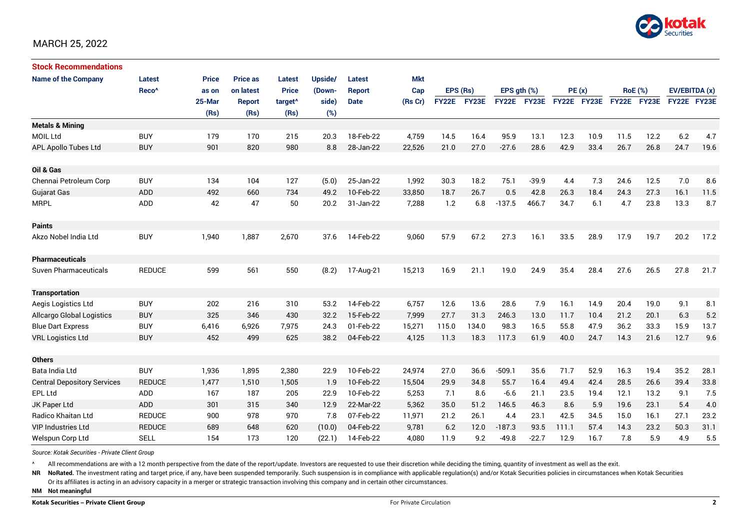MARCH 25, 2022

## Stock Recommendations

| Name of the Company | Latest Reco^ | Price as on 25-Mar (Rs) | Price as on latest Report (Rs) | Latest Price target^ (Rs) | Upside/ (Down-side) (%) | Latest Report Date | Mkt Cap (Rs Cr) | EPS (Rs) FY22E | EPS (Rs) FY23E | EPS gth (%) FY22E | EPS gth (%) FY23E | PE (x) FY22E | PE (x) FY23E | RoE (%) FY22E | RoE (%) FY23E | EV/EBITDA (x) FY22E | EV/EBITDA (x) FY23E |
|---|---|---|---|---|---|---|---|---|---|---|---|---|---|---|---|---|---|
| **Metals & Mining** | | | | | | | | | | | | | | | | | |
| MOIL Ltd | BUY | 179 | 170 | 215 | 20.3 | 18-Feb-22 | 4,759 | 14.5 | 16.4 | 95.9 | 13.1 | 12.3 | 10.9 | 11.5 | 12.2 | 6.2 | 4.7 |
| APL Apollo Tubes Ltd | BUY | 901 | 820 | 980 | 8.8 | 28-Jan-22 | 22,526 | 21.0 | 27.0 | -27.6 | 28.6 | 42.9 | 33.4 | 26.7 | 26.8 | 24.7 | 19.6 |
| **Oil & Gas** | | | | | | | | | | | | | | | | | |
| Chennai Petroleum Corp | BUY | 134 | 104 | 127 | (5.0) | 25-Jan-22 | 1,992 | 30.3 | 18.2 | 75.1 | -39.9 | 4.4 | 7.3 | 24.6 | 12.5 | 7.0 | 8.6 |
| Gujarat Gas | ADD | 492 | 660 | 734 | 49.2 | 10-Feb-22 | 33,850 | 18.7 | 26.7 | 0.5 | 42.8 | 26.3 | 18.4 | 24.3 | 27.3 | 16.1 | 11.5 |
| MRPL | ADD | 42 | 47 | 50 | 20.2 | 31-Jan-22 | 7,288 | 1.2 | 6.8 | -137.5 | 466.7 | 34.7 | 6.1 | 4.7 | 23.8 | 13.3 | 8.7 |
| **Paints** | | | | | | | | | | | | | | | | | |
| Akzo Nobel India Ltd | BUY | 1,940 | 1,887 | 2,670 | 37.6 | 14-Feb-22 | 9,060 | 57.9 | 67.2 | 27.3 | 16.1 | 33.5 | 28.9 | 17.9 | 19.7 | 20.2 | 17.2 |
| **Pharmaceuticals** | | | | | | | | | | | | | | | | | |
| Suven Pharmaceuticals | REDUCE | 599 | 561 | 550 | (8.2) | 17-Aug-21 | 15,213 | 16.9 | 21.1 | 19.0 | 24.9 | 35.4 | 28.4 | 27.6 | 26.5 | 27.8 | 21.7 |
| **Transportation** | | | | | | | | | | | | | | | | | |
| Aegis Logistics Ltd | BUY | 202 | 216 | 310 | 53.2 | 14-Feb-22 | 6,757 | 12.6 | 13.6 | 28.6 | 7.9 | 16.1 | 14.9 | 20.4 | 19.0 | 9.1 | 8.1 |
| Allcargo Global Logistics | BUY | 325 | 346 | 430 | 32.2 | 15-Feb-22 | 7,999 | 27.7 | 31.3 | 246.3 | 13.0 | 11.7 | 10.4 | 21.2 | 20.1 | 6.3 | 5.2 |
| Blue Dart Express | BUY | 6,416 | 6,926 | 7,975 | 24.3 | 01-Feb-22 | 15,271 | 115.0 | 134.0 | 98.3 | 16.5 | 55.8 | 47.9 | 36.2 | 33.3 | 15.9 | 13.7 |
| VRL Logistics Ltd | BUY | 452 | 499 | 625 | 38.2 | 04-Feb-22 | 4,125 | 11.3 | 18.3 | 117.3 | 61.9 | 40.0 | 24.7 | 14.3 | 21.6 | 12.7 | 9.6 |
| **Others** | | | | | | | | | | | | | | | | | |
| Bata India Ltd | BUY | 1,936 | 1,895 | 2,380 | 22.9 | 10-Feb-22 | 24,974 | 27.0 | 36.6 | -509.1 | 35.6 | 71.7 | 52.9 | 16.3 | 19.4 | 35.2 | 28.1 |
| Central Depository Services | REDUCE | 1,477 | 1,510 | 1,505 | 1.9 | 10-Feb-22 | 15,504 | 29.9 | 34.8 | 55.7 | 16.4 | 49.4 | 42.4 | 28.5 | 26.6 | 39.4 | 33.8 |
| EPL Ltd | ADD | 167 | 187 | 205 | 22.9 | 10-Feb-22 | 5,253 | 7.1 | 8.6 | -6.6 | 21.1 | 23.5 | 19.4 | 12.1 | 13.2 | 9.1 | 7.5 |
| JK Paper Ltd | ADD | 301 | 315 | 340 | 12.9 | 22-Mar-22 | 5,362 | 35.0 | 51.2 | 146.5 | 46.3 | 8.6 | 5.9 | 19.6 | 23.1 | 5.4 | 4.0 |
| Radico Khaitan Ltd | REDUCE | 900 | 978 | 970 | 7.8 | 07-Feb-22 | 11,971 | 21.2 | 26.1 | 4.4 | 23.1 | 42.5 | 34.5 | 15.0 | 16.1 | 27.1 | 23.2 |
| VIP Industries Ltd | REDUCE | 689 | 648 | 620 | (10.0) | 04-Feb-22 | 9,781 | 6.2 | 12.0 | -187.3 | 93.5 | 111.1 | 57.4 | 14.3 | 23.2 | 50.3 | 31.1 |
| Welspun Corp Ltd | SELL | 154 | 173 | 120 | (22.1) | 14-Feb-22 | 4,080 | 11.9 | 9.2 | -49.8 | -22.7 | 12.9 | 16.7 | 7.8 | 5.9 | 4.9 | 5.5 |

*Source: Kotak Securities - Private Client Group*

^ All recommendations are with a 12 month perspective from the date of the report/update. Investors are requested to use their discretion while deciding the timing, quantity of investment as well as the exit.

**NR NoRated.** The investment rating and target price, if any, have been suspended temporarily. Such suspension is in compliance with applicable regulation(s) and/or Kotak Securities policies in circumstances when Kotak Securities Or its affiliates is acting in an advisory capacity in a merger or strategic transaction involving this company and in certain other circumstances.

**NM Not meaningful**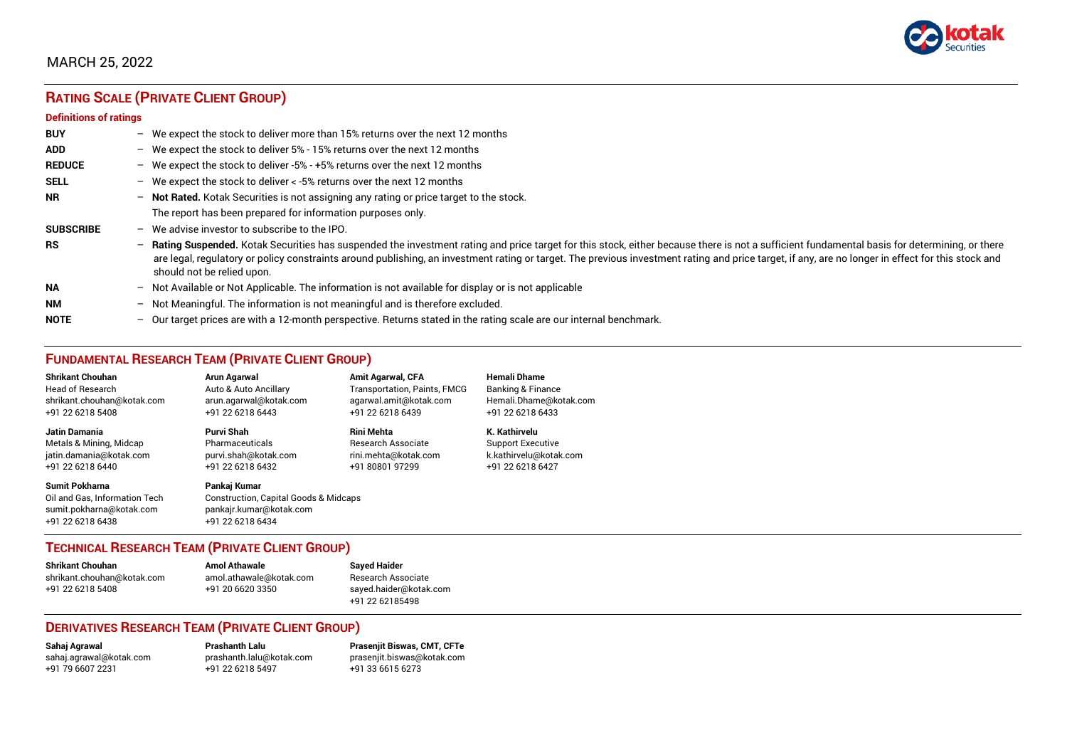MARCH 25, 2022

## RATING SCALE (PRIVATE CLIENT GROUP)

**Definitions of ratings**

| | | |
|---|---|---|
| **BUY** | – | We expect the stock to deliver more than 15% returns over the next 12 months |
| **ADD** | – | We expect the stock to deliver 5% - 15% returns over the next 12 months |
| **REDUCE** | – | We expect the stock to deliver -5% - +5% returns over the next 12 months |
| **SELL** | – | We expect the stock to deliver < -5% returns over the next 12 months |
| **NR** | – | **Not Rated.** Kotak Securities is not assigning any rating or price target to the stock. The report has been prepared for information purposes only. |
| **SUBSCRIBE** | – | We advise investor to subscribe to the IPO. |
| **RS** | – | **Rating Suspended.** Kotak Securities has suspended the investment rating and price target for this stock, either because there is not a sufficient fundamental basis for determining, or there are legal, regulatory or policy constraints around publishing, an investment rating or target. The previous investment rating and price target, if any, are no longer in effect for this stock and should not be relied upon. |
| **NA** | – | Not Available or Not Applicable. The information is not available for display or is not applicable |
| **NM** | – | Not Meaningful. The information is not meaningful and is therefore excluded. |
| **NOTE** | – | Our target prices are with a 12-month perspective. Returns stated in the rating scale are our internal benchmark. |

## FUNDAMENTAL RESEARCH TEAM (PRIVATE CLIENT GROUP)

**Shrikant Chouhan**
Head of Research
shrikant.chouhan@kotak.com
+91 22 6218 5408

**Arun Agarwal**
Auto & Auto Ancillary
arun.agarwal@kotak.com
+91 22 6218 6443

**Amit Agarwal, CFA**
Transportation, Paints, FMCG
agarwal.amit@kotak.com
+91 22 6218 6439

**Hemali Dhame**
Banking & Finance
Hemali.Dhame@kotak.com
+91 22 6218 6433

**Jatin Damania**
Metals & Mining, Midcap
jatin.damania@kotak.com
+91 22 6218 6440

**Purvi Shah**
Pharmaceuticals
purvi.shah@kotak.com
+91 22 6218 6432

**Rini Mehta**
Research Associate
rini.mehta@kotak.com
+91 80801 97299

**K. Kathirvelu**
Support Executive
k.kathirvelu@kotak.com
+91 22 6218 6427

**Sumit Pokharna**
Oil and Gas, Information Tech
sumit.pokharna@kotak.com
+91 22 6218 6438

**Pankaj Kumar**
Construction, Capital Goods & Midcaps
pankajr.kumar@kotak.com
+91 22 6218 6434

## TECHNICAL RESEARCH TEAM (PRIVATE CLIENT GROUP)

**Shrikant Chouhan**
shrikant.chouhan@kotak.com
+91 22 6218 5408

**Amol Athawale**
amol.athawale@kotak.com
+91 20 6620 3350

**Sayed Haider**
Research Associate
sayed.haider@kotak.com
+91 22 62185498

## DERIVATIVES RESEARCH TEAM (PRIVATE CLIENT GROUP)

**Sahaj Agrawal**
sahaj.agrawal@kotak.com
+91 79 6607 2231

**Prashanth Lalu**
prashanth.lalu@kotak.com
+91 22 6218 5497

**Prasenjit Biswas, CMT, CFTe**
prasenjit.biswas@kotak.com
+91 33 6615 6273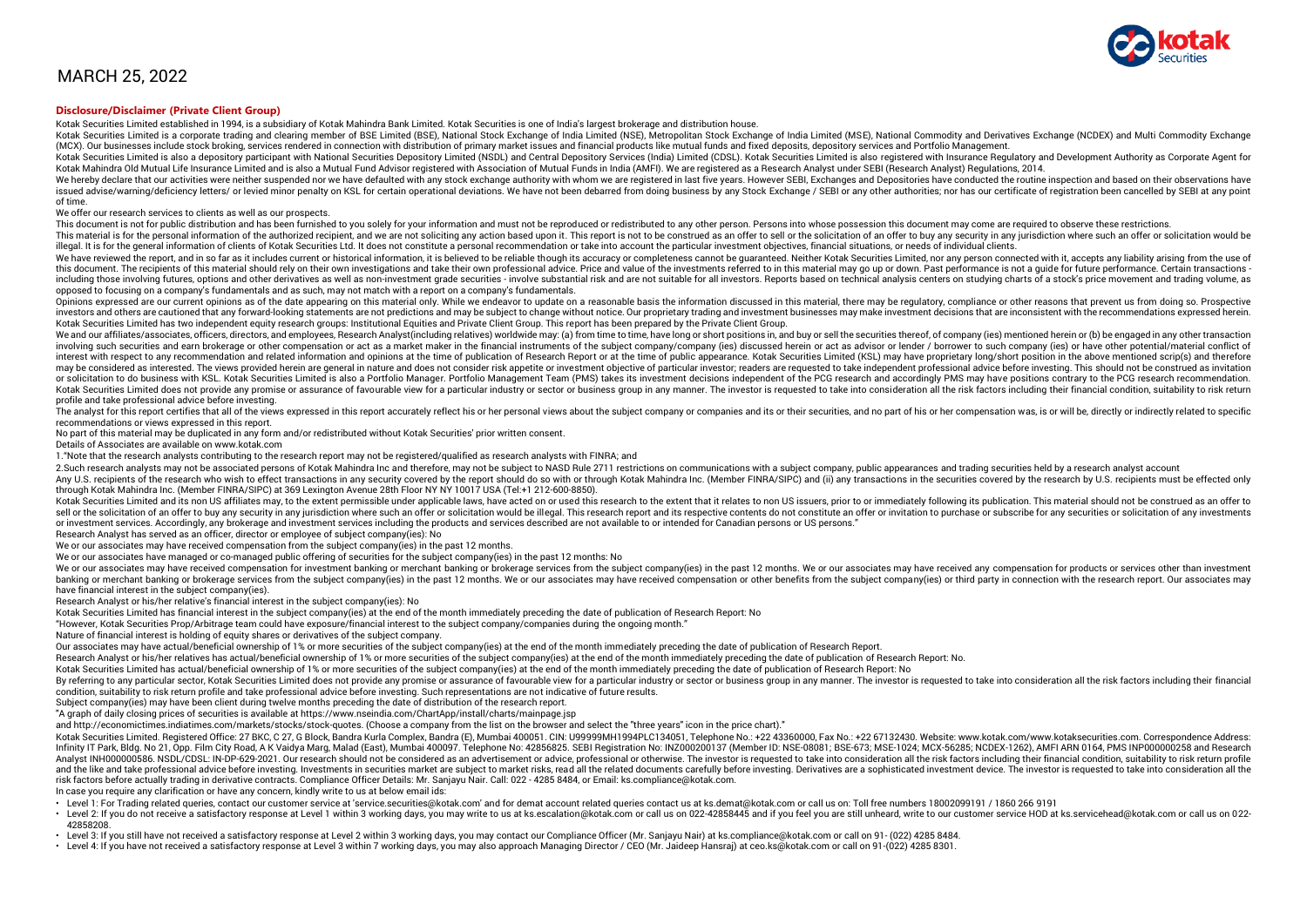# MARCH 25, 2022

## Disclosure/Disclaimer (Private Client Group)

Kotak Securities Limited established in 1994, is a subsidiary of Kotak Mahindra Bank Limited. Kotak Securities is one of India's largest brokerage and distribution house.

Kotak Securities Limited is a corporate trading and clearing member of BSE Limited (BSE), National Stock Exchange of India Limited (NSE), Metropolitan Stock Exchange of India Limited (MSE), National Commodity and Derivatives Exchange (NCDEX) and Multi Commodity Exchange (MCX). Our businesses include stock broking, services rendered in connection with distribution of primary market issues and financial products like mutual funds and fixed deposits, depository services and Portfolio Management.

Kotak Securities Limited is also a depository participant with National Securities Depository Limited (NSDL) and Central Depository Services (India) Limited (CDSL). Kotak Securities Limited is also registered with Insurance Regulatory and Development Authority as Corporate Agent for Kotak Mahindra Old Mutual Life Insurance Limited and is also a Mutual Fund Advisor registered with Association of Mutual Funds in India (AMFI). We are registered as a Research Analyst under SEBI (Research Analyst) Regulations, 2014.

We hereby declare that our activities were neither suspended nor we have defaulted with any stock exchange authority with whom we are registered in last five years. However SEBI, Exchanges and Depositories have conducted the routine inspection and based on their observations have issued advise/warning/deficiency letters/ or levied minor penalty on KSL for certain operational deviations. We have not been debarred from doing business by any Stock Exchange / SEBI or any other authorities; nor has our certificate of registration been cancelled by SEBI at any point of time.

We offer our research services to clients as well as our prospects.

This document is not for public distribution and has been furnished to you solely for your information and must not be reproduced or redistributed to any other person. Persons into whose possession this document may come are required to observe these restrictions.

This material is for the personal information of the authorized recipient, and we are not soliciting any action based upon it. This report is not to be construed as an offer to sell or the solicitation of an offer to buy any security in any jurisdiction where such an offer or solicitation would be illegal. It is for the general information of clients of Kotak Securities Ltd. It does not constitute a personal recommendation or take into account the particular investment objectives, financial situations, or needs of individual clients.

We have reviewed the report, and in so far as it includes current or historical information, it is believed to be reliable though its accuracy or completeness cannot be guaranteed. Neither Kotak Securities Limited, nor any person connected with it, accepts any liability arising from the use of this document. The recipients of this material should rely on their own investigations and take their own professional advice. Price and value of the investments referred to in this material may go up or down. Past performance is not a guide for future performance. Certain transactions - including those involving futures, options and other derivatives as well as non-investment grade securities - involve substantial risk and are not suitable for all investors. Reports based on technical analysis centers on studying charts of a stock's price movement and trading volume, as opposed to focusing on a company's fundamentals and as such, may not match with a report on a company's fundamentals.

Opinions expressed are our current opinions as of the date appearing on this material only. While we endeavor to update on a reasonable basis the information discussed in this material, there may be regulatory, compliance or other reasons that prevent us from doing so. Prospective investors and others are cautioned that any forward-looking statements are not predictions and may be subject to change without notice. Our proprietary trading and investment businesses may make investment decisions that are inconsistent with the recommendations expressed herein. Kotak Securities Limited has two independent equity research groups: Institutional Equities and Private Client Group. This report has been prepared by the Private Client Group.

We and our affiliates/associates, officers, directors, and employees, Research Analyst(including relatives) worldwide may: (a) from time to time, have long or short positions in, and buy or sell the securities thereof, of company (ies) mentioned herein or (b) be engaged in any other transaction involving such securities and earn brokerage or other compensation or act as a market maker in the financial instruments of the subject company/company (ies) discussed herein or act as advisor or lender / borrower to such company (ies) or have other potential/material conflict of interest with respect to any recommendation and related information and opinions at the time of publication of Research Report or at the time of public appearance. Kotak Securities Limited (KSL) may have proprietary long/short position in the above mentioned scrip(s) and therefore may be considered as interested. The views provided herein are general in nature and does not consider risk appetite or investment objective of particular investor; readers are requested to take independent professional advice before investing. This should not be construed as invitation or solicitation to do business with KSL. Kotak Securities Limited is also a Portfolio Manager. Portfolio Management Team (PMS) takes its investment decisions independent of the PCG research and accordingly PMS may have positions contrary to the PCG research recommendation. Kotak Securities Limited does not provide any promise or assurance of favourable view for a particular industry or sector or business group in any manner. The investor is requested to take into consideration all the risk factors including their financial condition, suitability to risk return profile and take professional advice before investing.

The analyst for this report certifies that all of the views expressed in this report accurately reflect his or her personal views about the subject company or companies and its or their securities, and no part of his or her compensation was, is or will be, directly or indirectly related to specific recommendations or views expressed in this report.

No part of this material may be duplicated in any form and/or redistributed without Kotak Securities' prior written consent.

Details of Associates are available on www.kotak.com

1."Note that the research analysts contributing to the research report may not be registered/qualified as research analysts with FINRA; and

2.Such research analysts may not be associated persons of Kotak Mahindra Inc and therefore, may not be subject to NASD Rule 2711 restrictions on communications with a subject company, public appearances and trading securities held by a research analyst account

Any U.S. recipients of the research who wish to effect transactions in any security covered by the report should do so with or through Kotak Mahindra Inc. (Member FINRA/SIPC) and (ii) any transactions in the securities covered by the research by U.S. recipients must be effected only through Kotak Mahindra Inc. (Member FINRA/SIPC) at 369 Lexington Avenue 28th Floor NY NY 10017 USA (Tel:+1 212-600-8850).

Kotak Securities Limited and its non US affiliates may, to the extent permissible under applicable laws, have acted on or used this research to the extent that it relates to non US issuers, prior to or immediately following its publication. This material should not be construed as an offer to sell or the solicitation of an offer to buy any security in any jurisdiction where such an offer or solicitation would be illegal. This research report and its respective contents do not constitute an offer or invitation to purchase or subscribe for any securities or solicitation of any investments or investment services. Accordingly, any brokerage and investment services including the products and services described are not available to or intended for Canadian persons or US persons."

Research Analyst has served as an officer, director or employee of subject company(ies): No

We or our associates may have received compensation from the subject company(ies) in the past 12 months.

We or our associates have managed or co-managed public offering of securities for the subject company(ies) in the past 12 months: No

We or our associates may have received compensation for investment banking or merchant banking or brokerage services from the subject company(ies) in the past 12 months. We or our associates may have received any compensation for products or services other than investment banking or merchant banking or brokerage services from the subject company(ies) in the past 12 months. We or our associates may have received compensation or other benefits from the subject company(ies) or third party in connection with the research report. Our associates may have financial interest in the subject company(ies).

Research Analyst or his/her relative's financial interest in the subject company(ies): No

Kotak Securities Limited has financial interest in the subject company(ies) at the end of the month immediately preceding the date of publication of Research Report: No

"However, Kotak Securities Prop/Arbitrage team could have exposure/financial interest to the subject company/companies during the ongoing month."

Nature of financial interest is holding of equity shares or derivatives of the subject company.

Our associates may have actual/beneficial ownership of 1% or more securities of the subject company(ies) at the end of the month immediately preceding the date of publication of Research Report.

Research Analyst or his/her relatives has actual/beneficial ownership of 1% or more securities of the subject company(ies) at the end of the month immediately preceding the date of publication of Research Report: No.

Kotak Securities Limited has actual/beneficial ownership of 1% or more securities of the subject company(ies) at the end of the month immediately preceding the date of publication of Research Report: No

By referring to any particular sector, Kotak Securities Limited does not provide any promise or assurance of favourable view for a particular industry or sector or business group in any manner. The investor is requested to take into consideration all the risk factors including their financial condition, suitability to risk return profile and take professional advice before investing. Such representations are not indicative of future results.

Subject company(ies) may have been client during twelve months preceding the date of distribution of the research report.

"A graph of daily closing prices of securities is available at https://www.nseindia.com/ChartApp/install/charts/mainpage.jsp

and http://economictimes.indiatimes.com/markets/stocks/stock-quotes. (Choose a company from the list on the browser and select the "three years" icon in the price chart)."

Kotak Securities Limited. Registered Office: 27 BKC, C 27, G Block, Bandra Kurla Complex, Bandra (E), Mumbai 400051. CIN: U99999MH1994PLC134051, Telephone No.: +22 43360000, Fax No.: +22 67132430. Website: www.kotak.com/www.kotaksecurities.com. Correspondence Address: Infinity IT Park, Bldg. No 21, Opp. Film City Road, A K Vaidya Marg, Malad (East), Mumbai 400097. Telephone No: 42856825. SEBI Registration No: INZ000200137 (Member ID: NSE-08081; BSE-673; MSE-1024; MCX-56285; NCDEX-1262), AMFI ARN 0164, PMS INP000000258 and Research Analyst INH000000586. NSDL/CDSL: IN-DP-629-2021. Our research should not be considered as an advertisement or advice, professional or otherwise. The investor is requested to take into consideration all the risk factors including their financial condition, suitability to risk return profile and the like and take professional advice before investing. Investments in securities market are subject to market risks, read all the related documents carefully before investing. Derivatives are a sophisticated investment device. The investor is requested to take into consideration all the risk factors before actually trading in derivative contracts. Compliance Officer Details: Mr. Sanjayu Nair. Call: 022 - 4285 8484, or Email: ks.compliance@kotak.com.

In case you require any clarification or have any concern, kindly write to us at below email ids:

- Level 1: For Trading related queries, contact our customer service at 'service.securities@kotak.com' and for demat account related queries contact us at ks.demat@kotak.com or call us on: Toll free numbers 18002099191 / 1860 266 9191
- Level 2: If you do not receive a satisfactory response at Level 1 within 3 working days, you may write to us at ks.escalation@kotak.com or call us on 022-42858445 and if you feel you are still unheard, write to our customer service HOD at ks.servicehead@kotak.com or call us on 022-42858208.
- Level 3: If you still have not received a satisfactory response at Level 2 within 3 working days, you may contact our Compliance Officer (Mr. Sanjayu Nair) at ks.compliance@kotak.com or call on 91- (022) 4285 8484.
- Level 4: If you have not received a satisfactory response at Level 3 within 7 working days, you may also approach Managing Director / CEO (Mr. Jaideep Hansraj) at ceo.ks@kotak.com or call on 91-(022) 4285 8301.